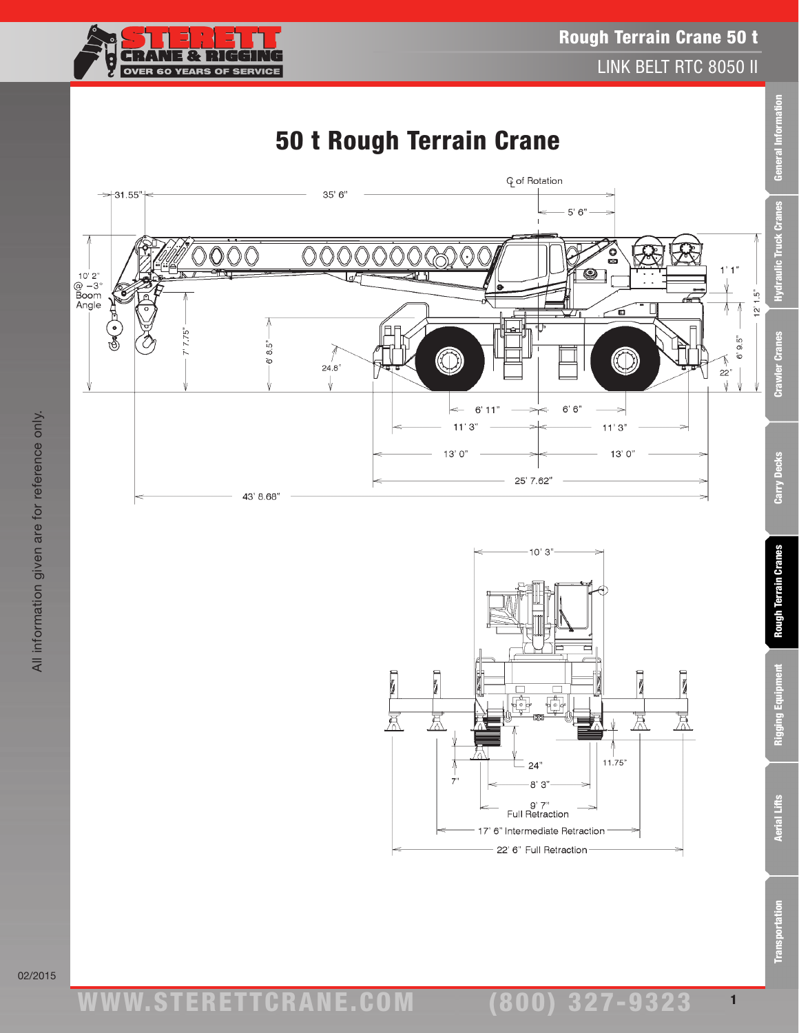# 50 t Rough Terrain Crane

℄ of Rotation

31.55"

35' 6"

5' 6"

10' 2" @ −3° Boom Angle

7' 7.75"

6' 8.5"

24.8°

1' 1"

12' 1.5"

6' 9.5"

22°

6' 11"

6' 6"

11' 3"

11' 3"

13' 0"

13' 0"

25' 7.62"

43' 8.68"

10' 3"

24"

11.75"

7"

8' 3"

9' 7" Full Retraction

17' 6" Intermediate Retraction

22' 6" Full Retraction

All information given are for reference only.

02/2015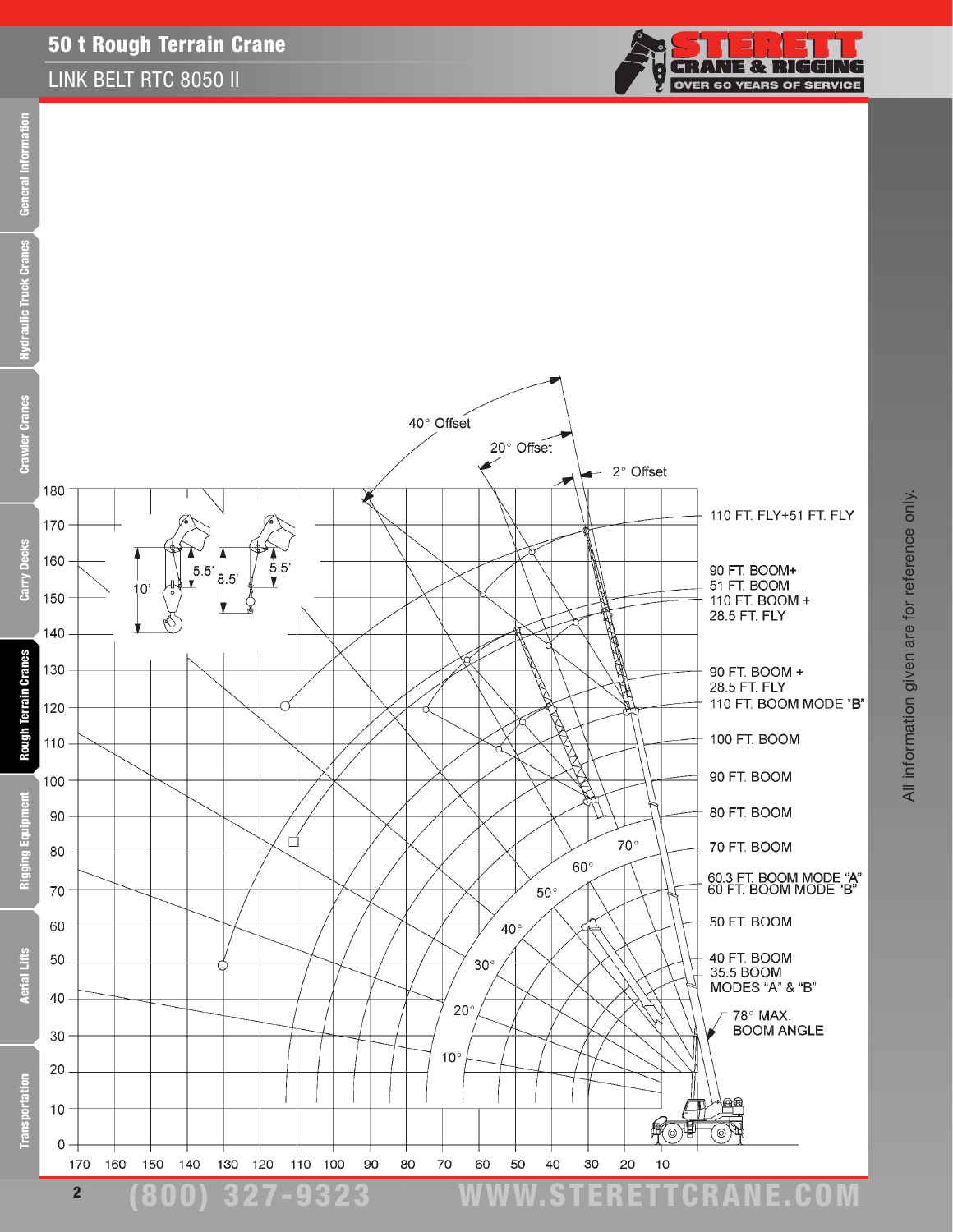# 50 t Rough Terrain Crane

LINK BELT RTC 8050 II

40° Offset

20° Offset

2° Offset

110 FT. FLY+51 FT. FLY

90 FT. BOOM+
51 FT. BOOM
110 FT. BOOM +
28.5 FT. FLY

90 FT. BOOM +
28.5 FT. FLY
110 FT. BOOM MODE "B"

100 FT. BOOM

90 FT. BOOM

80 FT. BOOM

70 FT. BOOM

60.3 FT. BOOM MODE "A"
60 FT. BOOM MODE "B"

50 FT. BOOM

40 FT. BOOM
35.5 BOOM
MODES "A" & "B"

78° MAX.
BOOM ANGLE

10' 5.5' 8.5' 5.5'

70° 60° 50° 40° 30° 20° 10°

All information given are for reference only.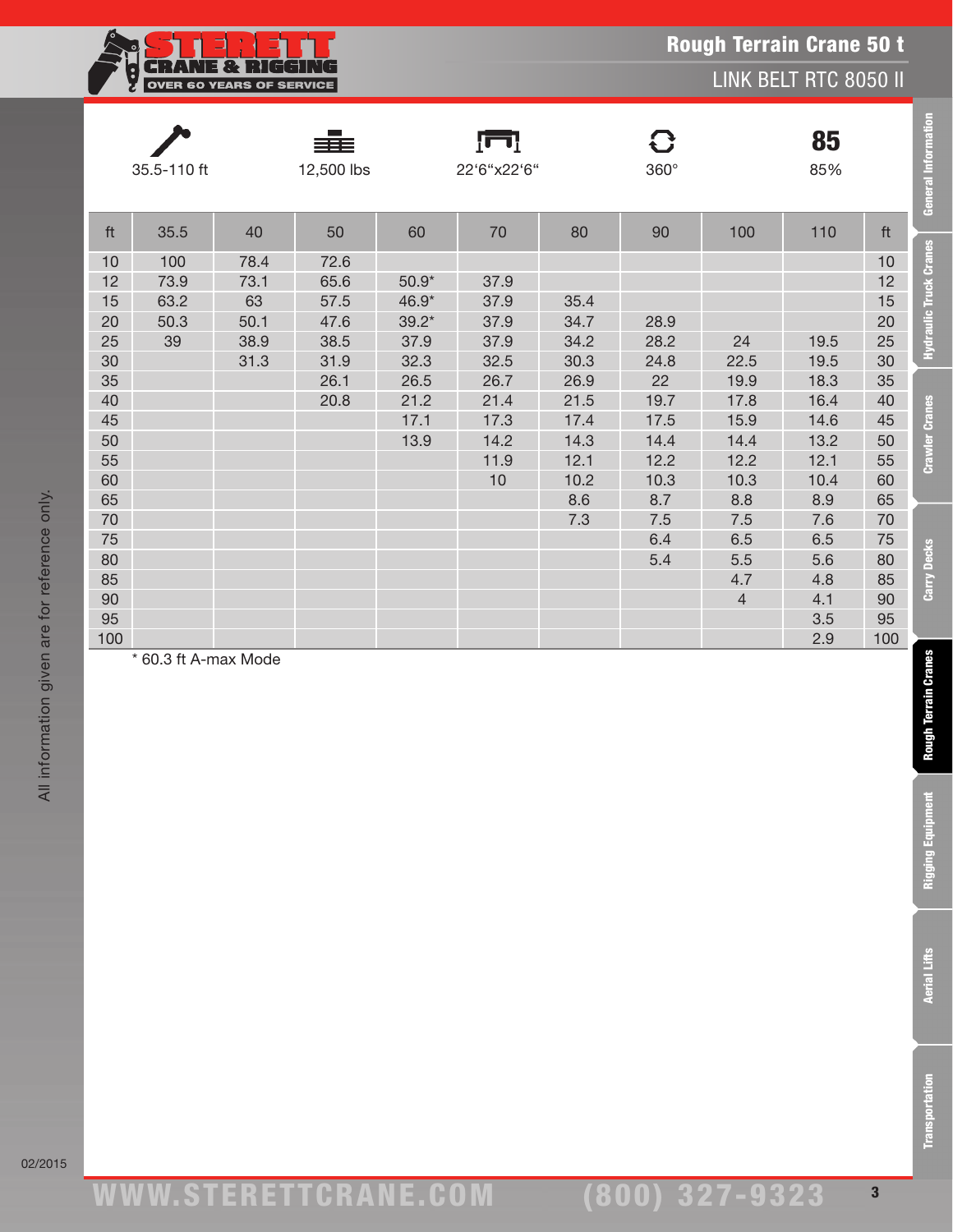# Rough Terrain Crane 50 t

## LINK BELT RTC 8050 II

| 35.5-110 ft | 12,500 lbs | 22'6"x22'6" | 360° | 85% |
|---|---|---|---|---|

| ft | 35.5 | 40 | 50 | 60 | 70 | 80 | 90 | 100 | 110 | ft |
|---|---|---|---|---|---|---|---|---|---|---|
| 10 | 100 | 78.4 | 72.6 | | | | | | | 10 |
| 12 | 73.9 | 73.1 | 65.6 | 50.9* | 37.9 | | | | | 12 |
| 15 | 63.2 | 63 | 57.5 | 46.9* | 37.9 | 35.4 | | | | 15 |
| 20 | 50.3 | 50.1 | 47.6 | 39.2* | 37.9 | 34.7 | 28.9 | | | 20 |
| 25 | 39 | 38.9 | 38.5 | 37.9 | 37.9 | 34.2 | 28.2 | 24 | 19.5 | 25 |
| 30 | | 31.3 | 31.9 | 32.3 | 32.5 | 30.3 | 24.8 | 22.5 | 19.5 | 30 |
| 35 | | | 26.1 | 26.5 | 26.7 | 26.9 | 22 | 19.9 | 18.3 | 35 |
| 40 | | | 20.8 | 21.2 | 21.4 | 21.5 | 19.7 | 17.8 | 16.4 | 40 |
| 45 | | | | 17.1 | 17.3 | 17.4 | 17.5 | 15.9 | 14.6 | 45 |
| 50 | | | | 13.9 | 14.2 | 14.3 | 14.4 | 14.4 | 13.2 | 50 |
| 55 | | | | | 11.9 | 12.1 | 12.2 | 12.2 | 12.1 | 55 |
| 60 | | | | | 10 | 10.2 | 10.3 | 10.3 | 10.4 | 60 |
| 65 | | | | | | 8.6 | 8.7 | 8.8 | 8.9 | 65 |
| 70 | | | | | | 7.3 | 7.5 | 7.5 | 7.6 | 70 |
| 75 | | | | | | | 6.4 | 6.5 | 6.5 | 75 |
| 80 | | | | | | | 5.4 | 5.5 | 5.6 | 80 |
| 85 | | | | | | | | 4.7 | 4.8 | 85 |
| 90 | | | | | | | | 4 | 4.1 | 90 |
| 95 | | | | | | | | | 3.5 | 95 |
| 100 | | | | | | | | | 2.9 | 100 |

* 60.3 ft A-max Mode

All information given are for reference only.

02/2015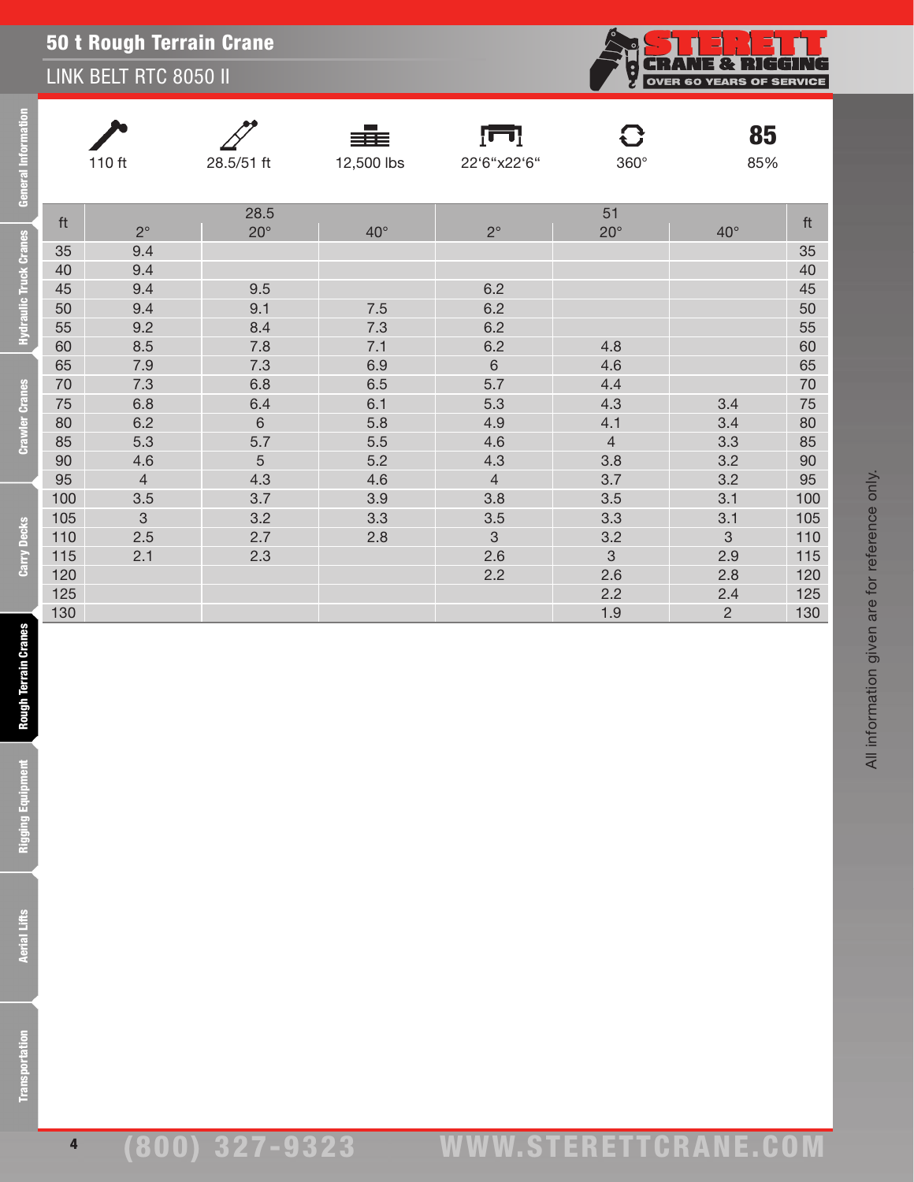# 50 t Rough Terrain Crane

## LINK BELT RTC 8050 II

| 110 ft | 28.5/51 ft | 12,500 lbs | 22'6"x22'6" | 360° | 85% |
|---|---|---|---|---|---|

| ft | 28.5 | | | 51 | | | ft |
|---|---|---|---|---|---|---|---|
| | 2° | 20° | 40° | 2° | 20° | 40° | |
| 35 | 9.4 | | | | | | 35 |
| 40 | 9.4 | | | | | | 40 |
| 45 | 9.4 | 9.5 | | 6.2 | | | 45 |
| 50 | 9.4 | 9.1 | 7.5 | 6.2 | | | 50 |
| 55 | 9.2 | 8.4 | 7.3 | 6.2 | | | 55 |
| 60 | 8.5 | 7.8 | 7.1 | 6.2 | 4.8 | | 60 |
| 65 | 7.9 | 7.3 | 6.9 | 6 | 4.6 | | 65 |
| 70 | 7.3 | 6.8 | 6.5 | 5.7 | 4.4 | | 70 |
| 75 | 6.8 | 6.4 | 6.1 | 5.3 | 4.3 | 3.4 | 75 |
| 80 | 6.2 | 6 | 5.8 | 4.9 | 4.1 | 3.4 | 80 |
| 85 | 5.3 | 5.7 | 5.5 | 4.6 | 4 | 3.3 | 85 |
| 90 | 4.6 | 5 | 5.2 | 4.3 | 3.8 | 3.2 | 90 |
| 95 | 4 | 4.3 | 4.6 | 4 | 3.7 | 3.2 | 95 |
| 100 | 3.5 | 3.7 | 3.9 | 3.8 | 3.5 | 3.1 | 100 |
| 105 | 3 | 3.2 | 3.3 | 3.5 | 3.3 | 3.1 | 105 |
| 110 | 2.5 | 2.7 | 2.8 | 3 | 3.2 | 3 | 110 |
| 115 | 2.1 | 2.3 | | 2.6 | 3 | 2.9 | 115 |
| 120 | | | | 2.2 | 2.6 | 2.8 | 120 |
| 125 | | | | | 2.2 | 2.4 | 125 |
| 130 | | | | | 1.9 | 2 | 130 |

All information given are for reference only.